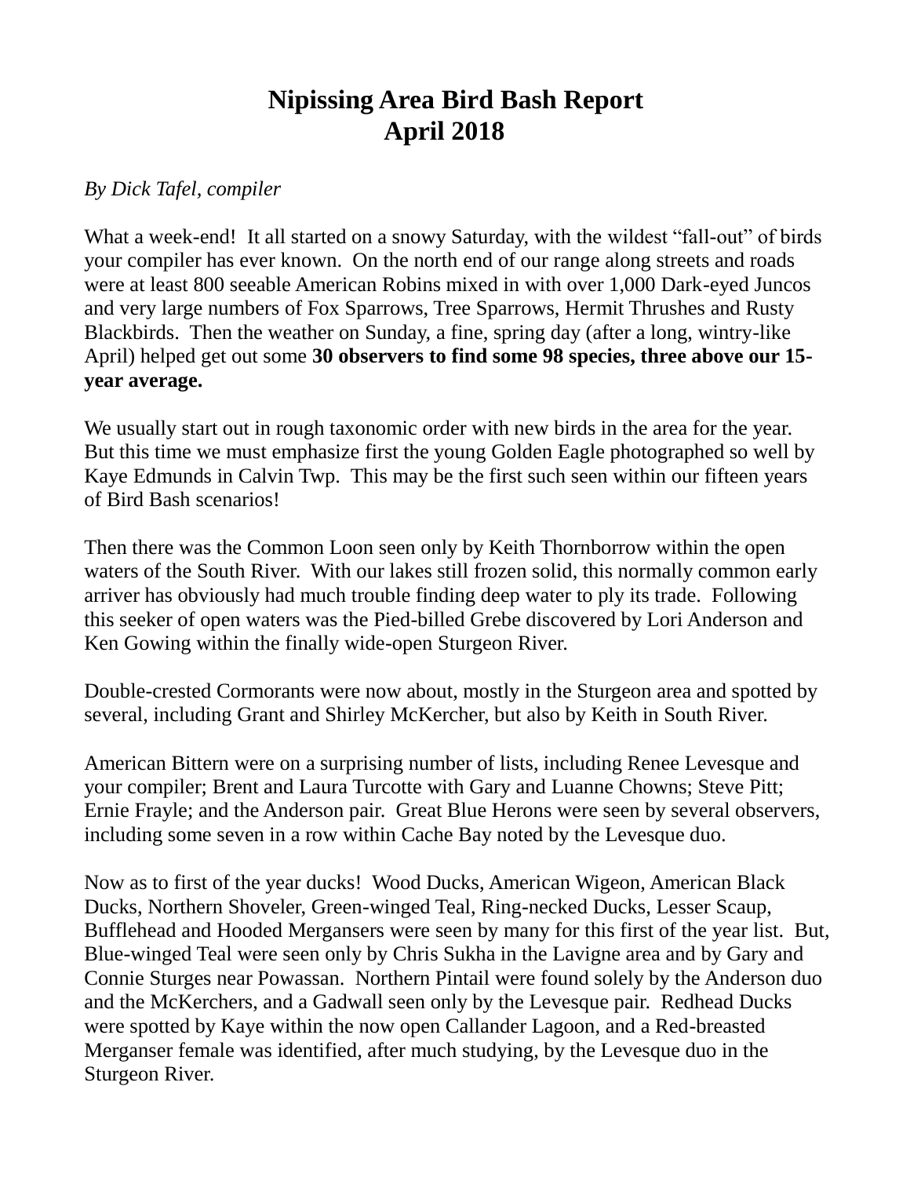# Nipissing Area Bird Bash Report
# April 2018

*By Dick Tafel, compiler*

What a week-end! It all started on a snowy Saturday, with the wildest "fall-out" of birds your compiler has ever known. On the north end of our range along streets and roads were at least 800 seeable American Robins mixed in with over 1,000 Dark-eyed Juncos and very large numbers of Fox Sparrows, Tree Sparrows, Hermit Thrushes and Rusty Blackbirds. Then the weather on Sunday, a fine, spring day (after a long, wintry-like April) helped get out some **30 observers to find some 98 species, three above our 15-year average.**

We usually start out in rough taxonomic order with new birds in the area for the year. But this time we must emphasize first the young Golden Eagle photographed so well by Kaye Edmunds in Calvin Twp. This may be the first such seen within our fifteen years of Bird Bash scenarios!

Then there was the Common Loon seen only by Keith Thornborrow within the open waters of the South River. With our lakes still frozen solid, this normally common early arriver has obviously had much trouble finding deep water to ply its trade. Following this seeker of open waters was the Pied-billed Grebe discovered by Lori Anderson and Ken Gowing within the finally wide-open Sturgeon River.

Double-crested Cormorants were now about, mostly in the Sturgeon area and spotted by several, including Grant and Shirley McKercher, but also by Keith in South River.

American Bittern were on a surprising number of lists, including Renee Levesque and your compiler; Brent and Laura Turcotte with Gary and Luanne Chowns; Steve Pitt; Ernie Frayle; and the Anderson pair. Great Blue Herons were seen by several observers, including some seven in a row within Cache Bay noted by the Levesque duo.

Now as to first of the year ducks! Wood Ducks, American Wigeon, American Black Ducks, Northern Shoveler, Green-winged Teal, Ring-necked Ducks, Lesser Scaup, Bufflehead and Hooded Mergansers were seen by many for this first of the year list. But, Blue-winged Teal were seen only by Chris Sukha in the Lavigne area and by Gary and Connie Sturges near Powassan. Northern Pintail were found solely by the Anderson duo and the McKerchers, and a Gadwall seen only by the Levesque pair. Redhead Ducks were spotted by Kaye within the now open Callander Lagoon, and a Red-breasted Merganser female was identified, after much studying, by the Levesque duo in the Sturgeon River.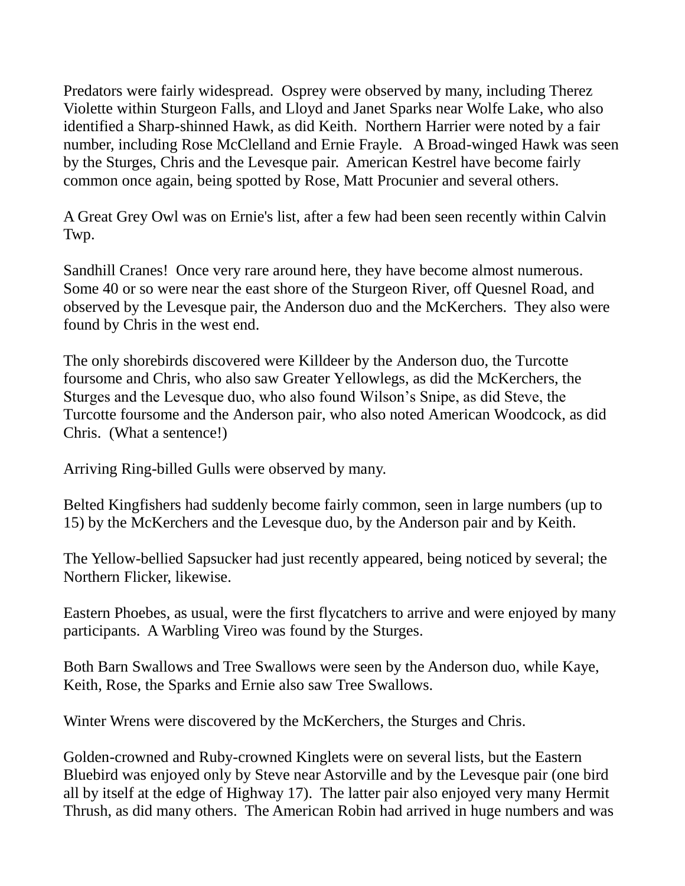Predators were fairly widespread. Osprey were observed by many, including Therez Violette within Sturgeon Falls, and Lloyd and Janet Sparks near Wolfe Lake, who also identified a Sharp-shinned Hawk, as did Keith. Northern Harrier were noted by a fair number, including Rose McClelland and Ernie Frayle. A Broad-winged Hawk was seen by the Sturges, Chris and the Levesque pair. American Kestrel have become fairly common once again, being spotted by Rose, Matt Procunier and several others.

A Great Grey Owl was on Ernie's list, after a few had been seen recently within Calvin Twp.

Sandhill Cranes! Once very rare around here, they have become almost numerous. Some 40 or so were near the east shore of the Sturgeon River, off Quesnel Road, and observed by the Levesque pair, the Anderson duo and the McKerchers. They also were found by Chris in the west end.

The only shorebirds discovered were Killdeer by the Anderson duo, the Turcotte foursome and Chris, who also saw Greater Yellowlegs, as did the McKerchers, the Sturges and the Levesque duo, who also found Wilson's Snipe, as did Steve, the Turcotte foursome and the Anderson pair, who also noted American Woodcock, as did Chris. (What a sentence!)

Arriving Ring-billed Gulls were observed by many.

Belted Kingfishers had suddenly become fairly common, seen in large numbers (up to 15) by the McKerchers and the Levesque duo, by the Anderson pair and by Keith.

The Yellow-bellied Sapsucker had just recently appeared, being noticed by several; the Northern Flicker, likewise.

Eastern Phoebes, as usual, were the first flycatchers to arrive and were enjoyed by many participants. A Warbling Vireo was found by the Sturges.

Both Barn Swallows and Tree Swallows were seen by the Anderson duo, while Kaye, Keith, Rose, the Sparks and Ernie also saw Tree Swallows.

Winter Wrens were discovered by the McKerchers, the Sturges and Chris.

Golden-crowned and Ruby-crowned Kinglets were on several lists, but the Eastern Bluebird was enjoyed only by Steve near Astorville and by the Levesque pair (one bird all by itself at the edge of Highway 17). The latter pair also enjoyed very many Hermit Thrush, as did many others. The American Robin had arrived in huge numbers and was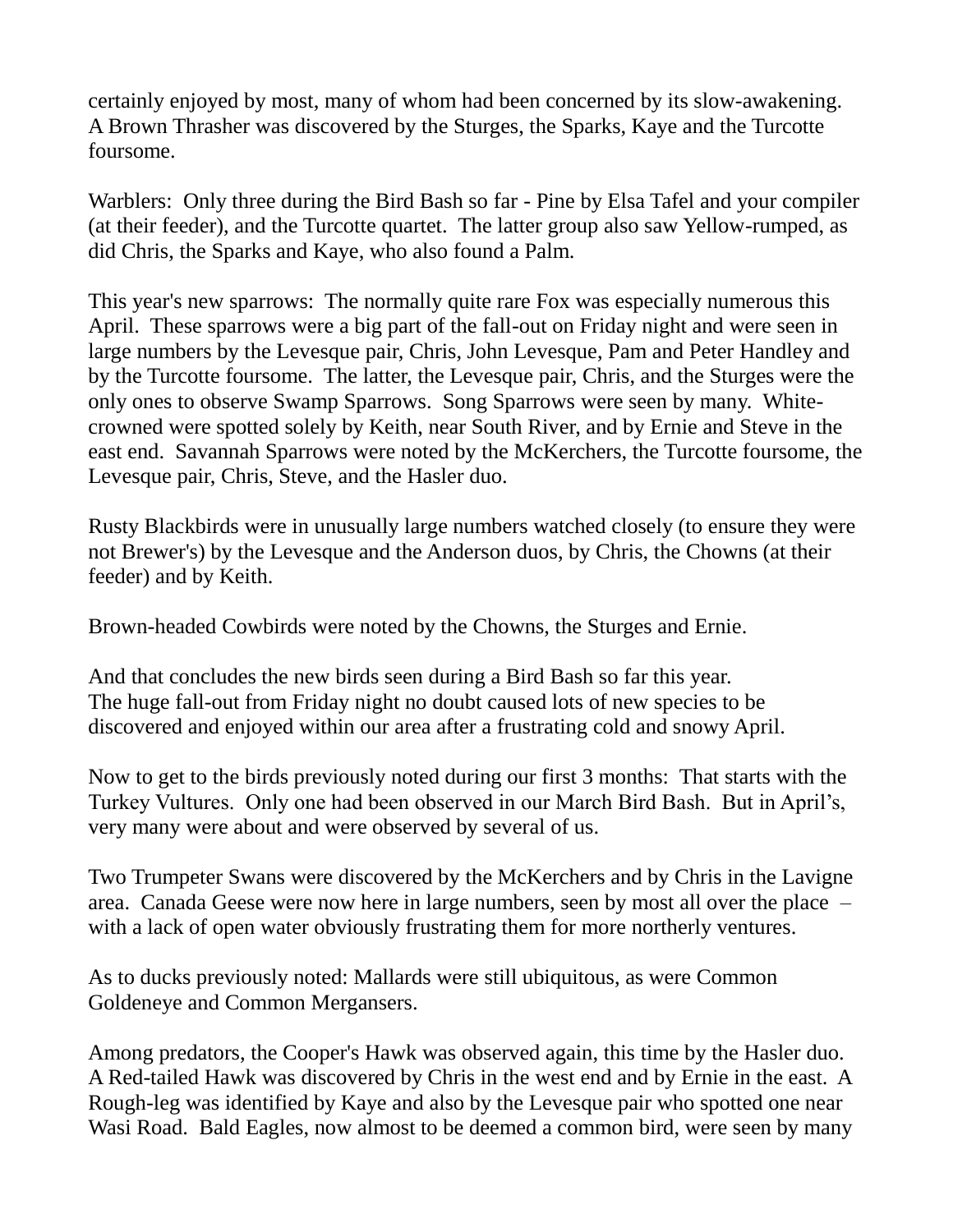certainly enjoyed by most, many of whom had been concerned by its slow-awakening. A Brown Thrasher was discovered by the Sturges, the Sparks, Kaye and the Turcotte foursome.

Warblers: Only three during the Bird Bash so far - Pine by Elsa Tafel and your compiler (at their feeder), and the Turcotte quartet. The latter group also saw Yellow-rumped, as did Chris, the Sparks and Kaye, who also found a Palm.

This year's new sparrows: The normally quite rare Fox was especially numerous this April. These sparrows were a big part of the fall-out on Friday night and were seen in large numbers by the Levesque pair, Chris, John Levesque, Pam and Peter Handley and by the Turcotte foursome. The latter, the Levesque pair, Chris, and the Sturges were the only ones to observe Swamp Sparrows. Song Sparrows were seen by many. White-crowned were spotted solely by Keith, near South River, and by Ernie and Steve in the east end. Savannah Sparrows were noted by the McKerchers, the Turcotte foursome, the Levesque pair, Chris, Steve, and the Hasler duo.

Rusty Blackbirds were in unusually large numbers watched closely (to ensure they were not Brewer's) by the Levesque and the Anderson duos, by Chris, the Chowns (at their feeder) and by Keith.

Brown-headed Cowbirds were noted by the Chowns, the Sturges and Ernie.

And that concludes the new birds seen during a Bird Bash so far this year. The huge fall-out from Friday night no doubt caused lots of new species to be discovered and enjoyed within our area after a frustrating cold and snowy April.

Now to get to the birds previously noted during our first 3 months: That starts with the Turkey Vultures. Only one had been observed in our March Bird Bash. But in April's, very many were about and were observed by several of us.

Two Trumpeter Swans were discovered by the McKerchers and by Chris in the Lavigne area. Canada Geese were now here in large numbers, seen by most all over the place – with a lack of open water obviously frustrating them for more northerly ventures.

As to ducks previously noted: Mallards were still ubiquitous, as were Common Goldeneye and Common Mergansers.

Among predators, the Cooper's Hawk was observed again, this time by the Hasler duo. A Red-tailed Hawk was discovered by Chris in the west end and by Ernie in the east. A Rough-leg was identified by Kaye and also by the Levesque pair who spotted one near Wasi Road. Bald Eagles, now almost to be deemed a common bird, were seen by many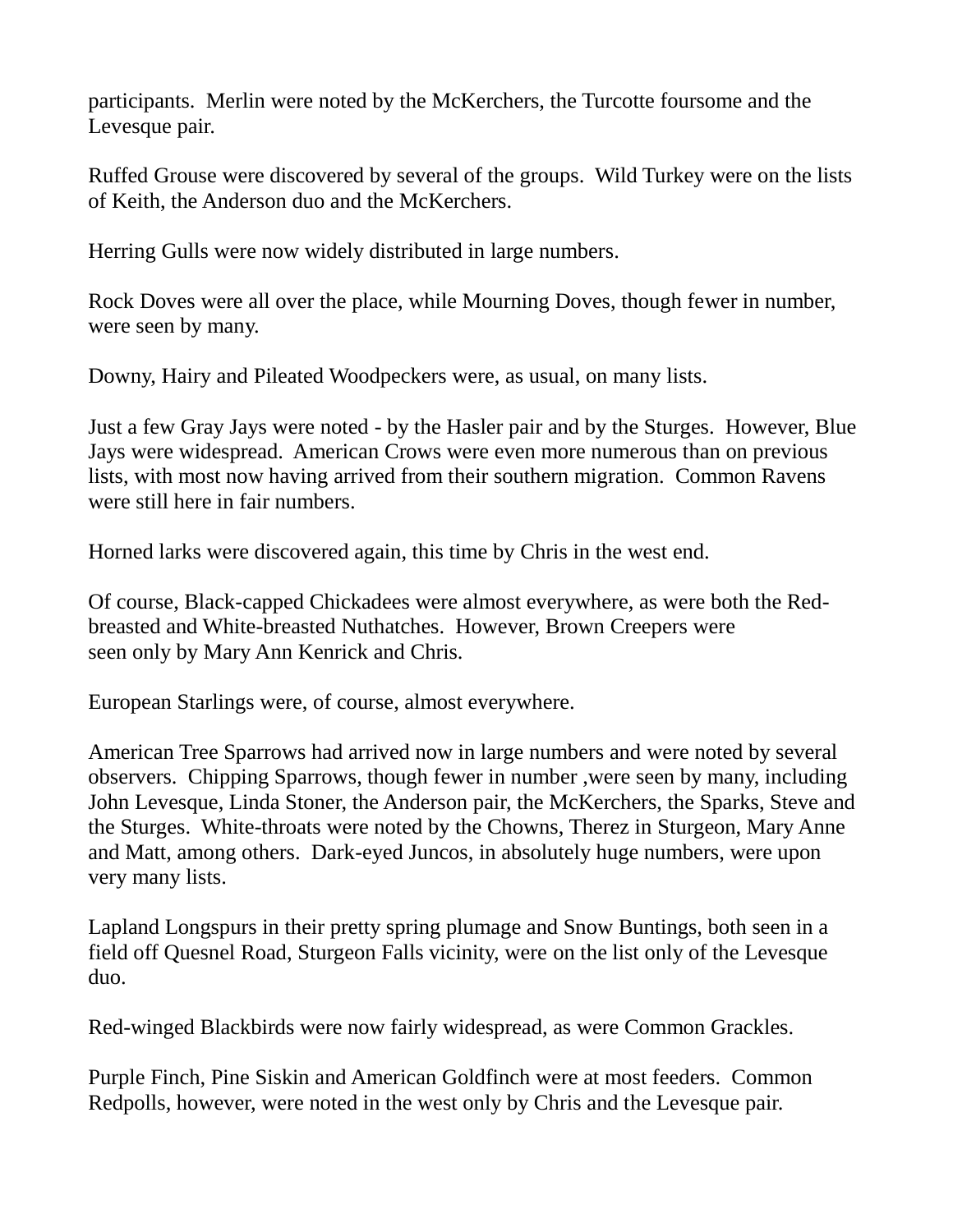participants. Merlin were noted by the McKerchers, the Turcotte foursome and the Levesque pair.

Ruffed Grouse were discovered by several of the groups. Wild Turkey were on the lists of Keith, the Anderson duo and the McKerchers.

Herring Gulls were now widely distributed in large numbers.

Rock Doves were all over the place, while Mourning Doves, though fewer in number, were seen by many.

Downy, Hairy and Pileated Woodpeckers were, as usual, on many lists.

Just a few Gray Jays were noted - by the Hasler pair and by the Sturges. However, Blue Jays were widespread. American Crows were even more numerous than on previous lists, with most now having arrived from their southern migration. Common Ravens were still here in fair numbers.

Horned larks were discovered again, this time by Chris in the west end.

Of course, Black-capped Chickadees were almost everywhere, as were both the Red-breasted and White-breasted Nuthatches. However, Brown Creepers were seen only by Mary Ann Kenrick and Chris.

European Starlings were, of course, almost everywhere.

American Tree Sparrows had arrived now in large numbers and were noted by several observers. Chipping Sparrows, though fewer in number ,were seen by many, including John Levesque, Linda Stoner, the Anderson pair, the McKerchers, the Sparks, Steve and the Sturges. White-throats were noted by the Chowns, Therez in Sturgeon, Mary Anne and Matt, among others. Dark-eyed Juncos, in absolutely huge numbers, were upon very many lists.

Lapland Longspurs in their pretty spring plumage and Snow Buntings, both seen in a field off Quesnel Road, Sturgeon Falls vicinity, were on the list only of the Levesque duo.

Red-winged Blackbirds were now fairly widespread, as were Common Grackles.

Purple Finch, Pine Siskin and American Goldfinch were at most feeders. Common Redpolls, however, were noted in the west only by Chris and the Levesque pair.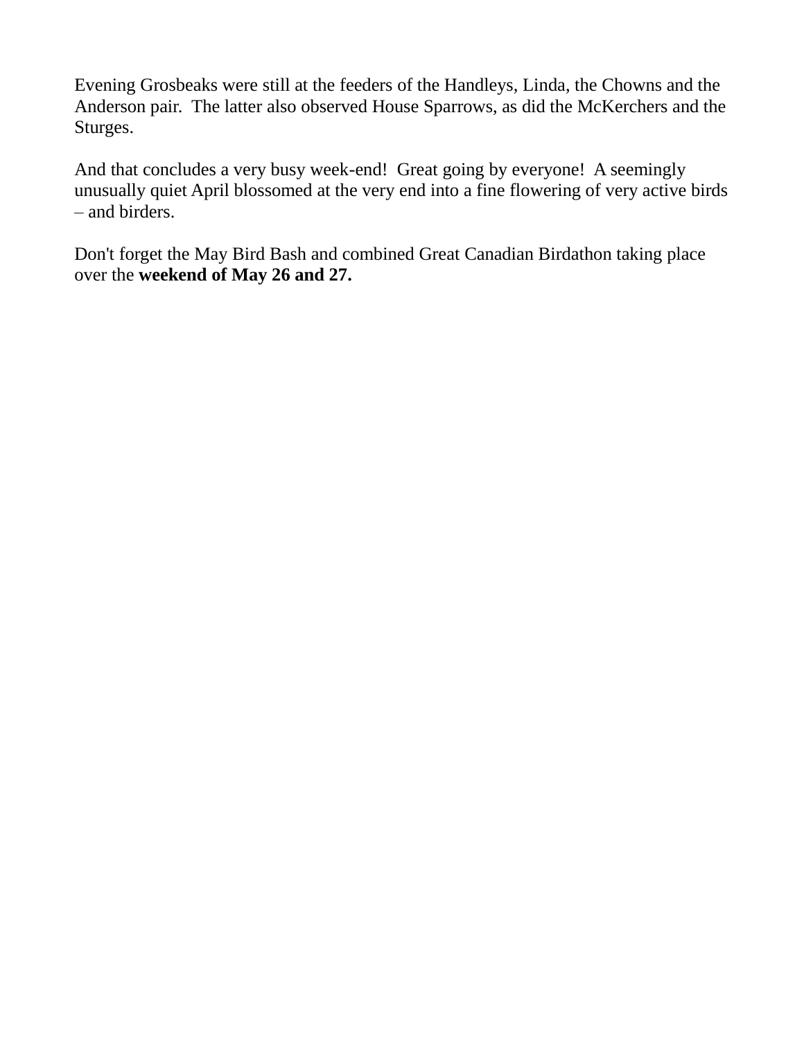Evening Grosbeaks were still at the feeders of the Handleys, Linda, the Chowns and the Anderson pair.  The latter also observed House Sparrows, as did the McKerchers and the Sturges.

And that concludes a very busy week-end!  Great going by everyone!  A seemingly unusually quiet April blossomed at the very end into a fine flowering of very active birds – and birders.

Don't forget the May Bird Bash and combined Great Canadian Birdathon taking place over the **weekend of May 26 and 27.**